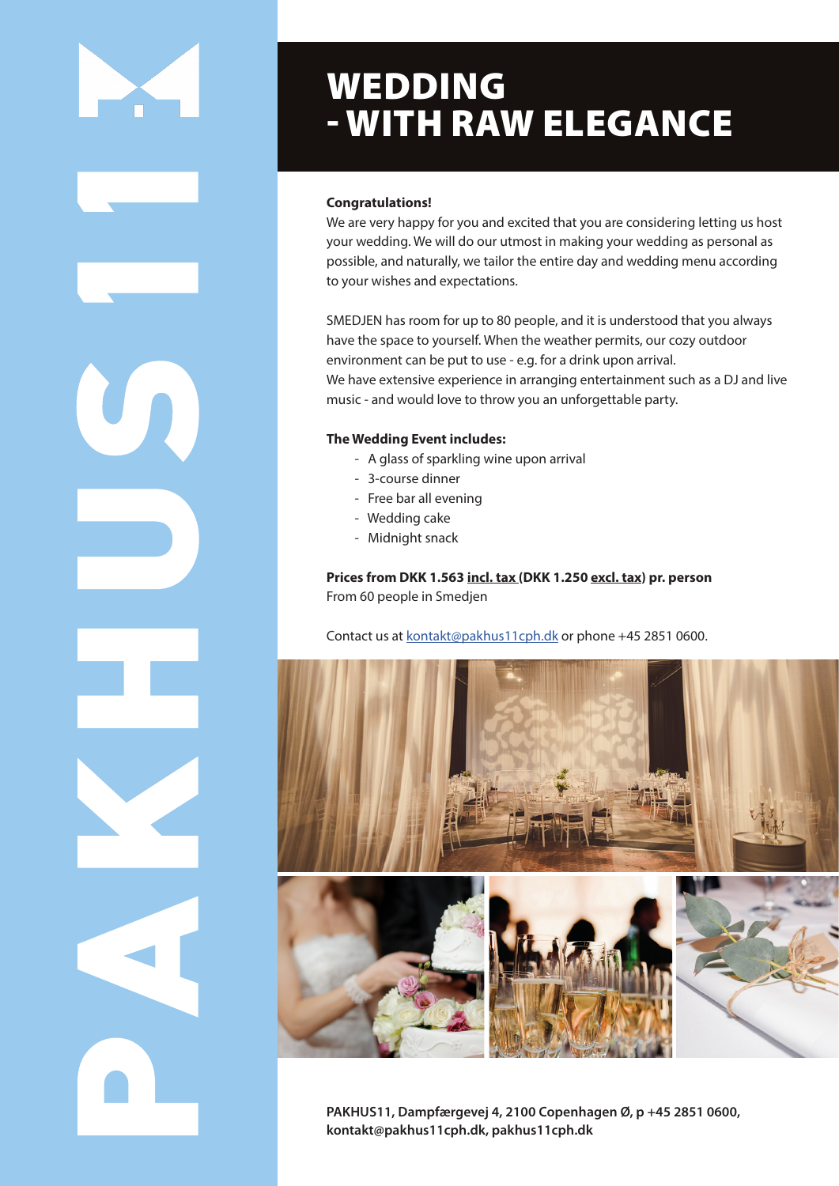# WEDDING - WITH RAW ELEGANCE

**Congratulations!**
We are very happy for you and excited that you are considering letting us host your wedding. We will do our utmost in making your wedding as personal as possible, and naturally, we tailor the entire day and wedding menu according to your wishes and expectations.

SMEDJEN has room for up to 80 people, and it is understood that you always have the space to yourself. When the weather permits, our cozy outdoor environment can be put to use - e.g. for a drink upon arrival.
We have extensive experience in arranging entertainment such as a DJ and live music - and would love to throw you an unforgettable party.

**The Wedding Event includes:**

- A glass of sparkling wine upon arrival
- 3-course dinner
- Free bar all evening
- Wedding cake
- Midnight snack

**Prices from DKK 1.563 incl. tax (DKK 1.250 excl. tax) pr. person**
From 60 people in Smedjen

Contact us at kontakt@pakhus11cph.dk or phone +45 2851 0600.

**PAKHUS11, Dampfærgevej 4, 2100 Copenhagen Ø, p +45 2851 0600, kontakt@pakhus11cph.dk, pakhus11cph.dk**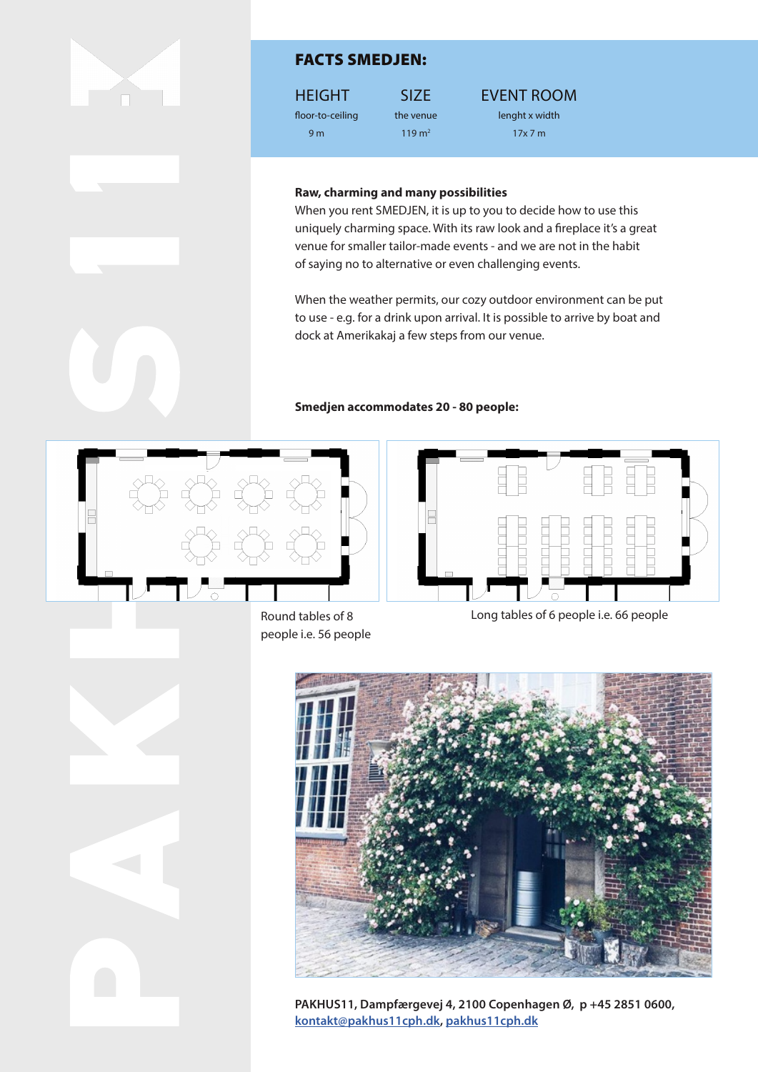## FACTS SMEDJEN:

| HEIGHT | SIZE | EVENT ROOM |
|---|---|---|
| floor-to-ceiling | the venue | lenght x width |
| 9 m | 119 m$^2$ | 17x 7 m |

**Raw, charming and many possibilities**
When you rent SMEDJEN, it is up to you to decide how to use this uniquely charming space. With its raw look and a fireplace it's a great venue for smaller tailor-made events - and we are not in the habit of saying no to alternative or even challenging events.

When the weather permits, our cozy outdoor environment can be put to use - e.g. for a drink upon arrival. It is possible to arrive by boat and dock at Amerikakaj a few steps from our venue.

**Smedjen accommodates 20 - 80 people:**

Round tables of 8 people i.e. 56 people

Long tables of 6 people i.e. 66 people

**PAKHUS11, Dampfærgevej 4, 2100 Copenhagen Ø, p +45 2851 0600, kontakt@pakhus11cph.dk, pakhus11cph.dk**